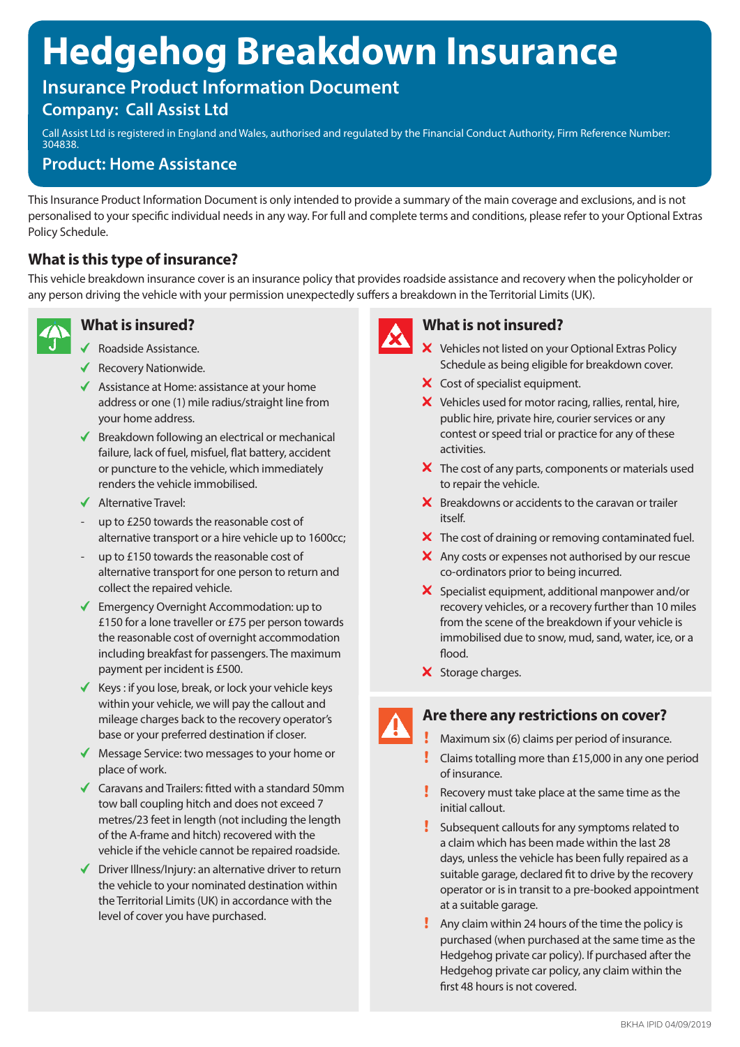# Hedgehog Breakdown Insurance

## Insurance Product Information Document

### Company: Call Assist Ltd

Call Assist Ltd is registered in England and Wales, authorised and regulated by the Financial Conduct Authority, Firm Reference Number: 304838.

### Product: Home Assistance

This Insurance Product Information Document is only intended to provide a summary of the main coverage and exclusions, and is not personalised to your specific individual needs in any way. For full and complete terms and conditions, please refer to your Optional Extras Policy Schedule.

## What is this type of insurance?

This vehicle breakdown insurance cover is an insurance policy that provides roadside assistance and recovery when the policyholder or any person driving the vehicle with your permission unexpectedly suffers a breakdown in the Territorial Limits (UK).

## What is insured?

- ✓ Roadside Assistance.
- ✓ Recovery Nationwide.
- ✓ Assistance at Home: assistance at your home address or one (1) mile radius/straight line from your home address.
- ✓ Breakdown following an electrical or mechanical failure, lack of fuel, misfuel, flat battery, accident or puncture to the vehicle, which immediately renders the vehicle immobilised.
- ✓ Alternative Travel:
  - up to £250 towards the reasonable cost of alternative transport or a hire vehicle up to 1600cc;
  - up to £150 towards the reasonable cost of alternative transport for one person to return and collect the repaired vehicle.
- ✓ Emergency Overnight Accommodation: up to £150 for a lone traveller or £75 per person towards the reasonable cost of overnight accommodation including breakfast for passengers. The maximum payment per incident is £500.
- ✓ Keys : if you lose, break, or lock your vehicle keys within your vehicle, we will pay the callout and mileage charges back to the recovery operator's base or your preferred destination if closer.
- ✓ Message Service: two messages to your home or place of work.
- ✓ Caravans and Trailers: fitted with a standard 50mm tow ball coupling hitch and does not exceed 7 metres/23 feet in length (not including the length of the A-frame and hitch) recovered with the vehicle if the vehicle cannot be repaired roadside.
- ✓ Driver Illness/Injury: an alternative driver to return the vehicle to your nominated destination within the Territorial Limits (UK) in accordance with the level of cover you have purchased.

## What is not insured?

- ✗ Vehicles not listed on your Optional Extras Policy Schedule as being eligible for breakdown cover.
- ✗ Cost of specialist equipment.
- ✗ Vehicles used for motor racing, rallies, rental, hire, public hire, private hire, courier services or any contest or speed trial or practice for any of these activities.
- ✗ The cost of any parts, components or materials used to repair the vehicle.
- ✗ Breakdowns or accidents to the caravan or trailer itself.
- ✗ The cost of draining or removing contaminated fuel.
- ✗ Any costs or expenses not authorised by our rescue co-ordinators prior to being incurred.
- ✗ Specialist equipment, additional manpower and/or recovery vehicles, or a recovery further than 10 miles from the scene of the breakdown if your vehicle is immobilised due to snow, mud, sand, water, ice, or a flood.
- ✗ Storage charges.

## Are there any restrictions on cover?

- ! Maximum six (6) claims per period of insurance.
- ! Claims totalling more than £15,000 in any one period of insurance.
- ! Recovery must take place at the same time as the initial callout.
- ! Subsequent callouts for any symptoms related to a claim which has been made within the last 28 days, unless the vehicle has been fully repaired as a suitable garage, declared fit to drive by the recovery operator or is in transit to a pre-booked appointment at a suitable garage.
- ! Any claim within 24 hours of the time the policy is purchased (when purchased at the same time as the Hedgehog private car policy). If purchased after the Hedgehog private car policy, any claim within the first 48 hours is not covered.

BKHA IPID 04/09/2019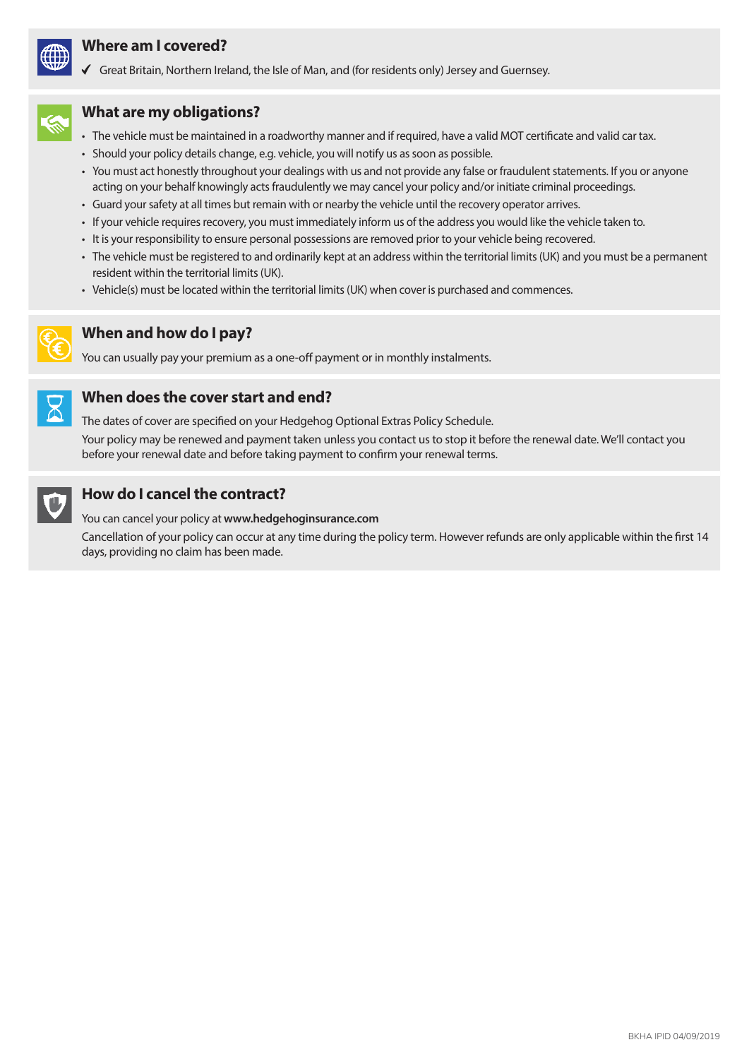## Where am I covered?

✓ Great Britain, Northern Ireland, the Isle of Man, and (for residents only) Jersey and Guernsey.

## What are my obligations?

- The vehicle must be maintained in a roadworthy manner and if required, have a valid MOT certificate and valid car tax.
- Should your policy details change, e.g. vehicle, you will notify us as soon as possible.
- You must act honestly throughout your dealings with us and not provide any false or fraudulent statements. If you or anyone acting on your behalf knowingly acts fraudulently we may cancel your policy and/or initiate criminal proceedings.
- Guard your safety at all times but remain with or nearby the vehicle until the recovery operator arrives.
- If your vehicle requires recovery, you must immediately inform us of the address you would like the vehicle taken to.
- It is your responsibility to ensure personal possessions are removed prior to your vehicle being recovered.
- The vehicle must be registered to and ordinarily kept at an address within the territorial limits (UK) and you must be a permanent resident within the territorial limits (UK).
- Vehicle(s) must be located within the territorial limits (UK) when cover is purchased and commences.

## When and how do I pay?

You can usually pay your premium as a one-off payment or in monthly instalments.

## When does the cover start and end?

The dates of cover are specified on your Hedgehog Optional Extras Policy Schedule.

Your policy may be renewed and payment taken unless you contact us to stop it before the renewal date. We'll contact you before your renewal date and before taking payment to confirm your renewal terms.

## How do I cancel the contract?

You can cancel your policy at **www.hedgehoginsurance.com**

Cancellation of your policy can occur at any time during the policy term. However refunds are only applicable within the first 14 days, providing no claim has been made.

BKHA IPID 04/09/2019